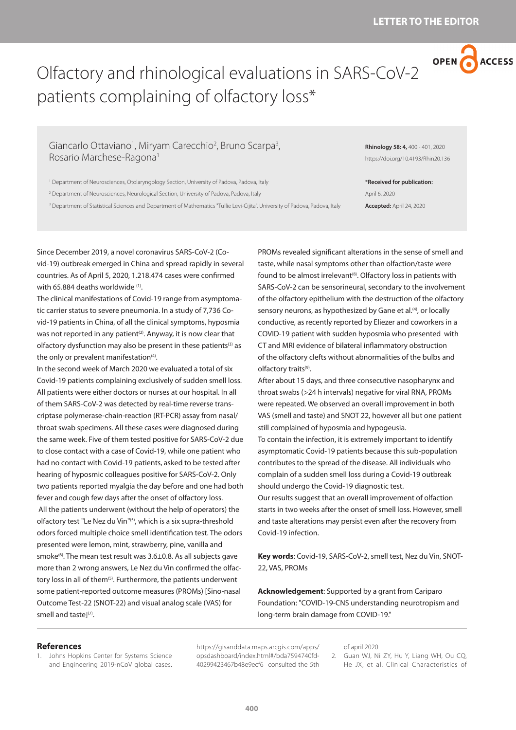LETTER TO THE EDITOR

# Olfactory and rhinological evaluations in SARS-CoV-2 patients complaining of olfactory loss*

Giancarlo Ottaviano[1], Miryam Carecchio[2], Bruno Scarpa[3], Rosario Marchese-Ragona[1]

[1] Department of Neurosciences, Otolaryngology Section, University of Padova, Padova, Italy
[2] Department of Neurosciences, Neurological Section, University of Padova, Padova, Italy
[3] Department of Statistical Sciences and Department of Mathematics "Tullie Levi-Cijita", University of Padova, Padova, Italy

**Rhinology 58: 4,** 400 - 401, 2020
https://doi.org/10.4193/Rhin20.136

***Received for publication:**
April 6, 2020
**Accepted:** April 24, 2020

Since December 2019, a novel coronavirus SARS-CoV-2 (Covid-19) outbreak emerged in China and spread rapidly in several countries. As of April 5, 2020, 1.218.474 cases were confirmed with 65.884 deaths worldwide [1].

The clinical manifestations of Covid-19 range from asymptomatic carrier status to severe pneumonia. In a study of 7,736 Covid-19 patients in China, of all the clinical symptoms, hyposmia was not reported in any patient[2]. Anyway, it is now clear that olfactory dysfunction may also be present in these patients[3] as the only or prevalent manifestation[4].

In the second week of March 2020 we evaluated a total of six Covid-19 patients complaining exclusively of sudden smell loss. All patients were either doctors or nurses at our hospital. In all of them SARS-CoV-2 was detected by real-time reverse transcriptase polymerase-chain-reaction (RT-PCR) assay from nasal/throat swab specimens. All these cases were diagnosed during the same week. Five of them tested positive for SARS-CoV-2 due to close contact with a case of Covid-19, while one patient who had no contact with Covid-19 patients, asked to be tested after hearing of hyposmic colleagues positive for SARS-CoV-2. Only two patients reported myalgia the day before and one had both fever and cough few days after the onset of olfactory loss.

All the patients underwent (without the help of operators) the olfactory test "Le Nez du Vin"[5], which is a six supra-threshold odors forced multiple choice smell identification test. The odors presented were lemon, mint, strawberry, pine, vanilla and smoke[6]. The mean test result was 3.6±0.8. As all subjects gave more than 2 wrong answers, Le Nez du Vin confirmed the olfactory loss in all of them[5]. Furthermore, the patients underwent some patient-reported outcome measures (PROMs) [Sino-nasal Outcome Test-22 (SNOT-22) and visual analog scale (VAS) for smell and taste][7].

PROMs revealed significant alterations in the sense of smell and taste, while nasal symptoms other than olfaction/taste were found to be almost irrelevant[8]. Olfactory loss in patients with SARS-CoV-2 can be sensorineural, secondary to the involvement of the olfactory epithelium with the destruction of the olfactory sensory neurons, as hypothesized by Gane et al.[4], or locally conductive, as recently reported by Eliezer and coworkers in a COVID-19 patient with sudden hyposmia who presented with CT and MRI evidence of bilateral inflammatory obstruction of the olfactory clefts without abnormalities of the bulbs and olfactory traits[9].

After about 15 days, and three consecutive nasopharynx and throat swabs (>24 h intervals) negative for viral RNA, PROMs were repeated. We observed an overall improvement in both VAS (smell and taste) and SNOT 22, however all but one patient still complained of hyposmia and hypogeusia.

To contain the infection, it is extremely important to identify asymptomatic Covid-19 patients because this sub-population contributes to the spread of the disease. All individuals who complain of a sudden smell loss during a Covid-19 outbreak should undergo the Covid-19 diagnostic test.

Our results suggest that an overall improvement of olfaction starts in two weeks after the onset of smell loss. However, smell and taste alterations may persist even after the recovery from Covid-19 infection.

**Key words**: Covid-19, SARS-CoV-2, smell test, Nez du Vin, SNOT-22, VAS, PROMs

**Acknowledgement**: Supported by a grant from Cariparo Foundation: "COVID-19-CNS understanding neurotropism and long-term brain damage from COVID-19."

## References

1. Johns Hopkins Center for Systems Science and Engineering 2019-nCoV global cases. https://gisanddata.maps.arcgis.com/apps/opsdashboard/index.html#/bda7594740fd40299423467b48e9ecf6 consulted the 5th of april 2020
2. Guan WJ, Ni ZY, Hu Y, Liang WH, Ou CQ, He JX, et al. Clinical Characteristics of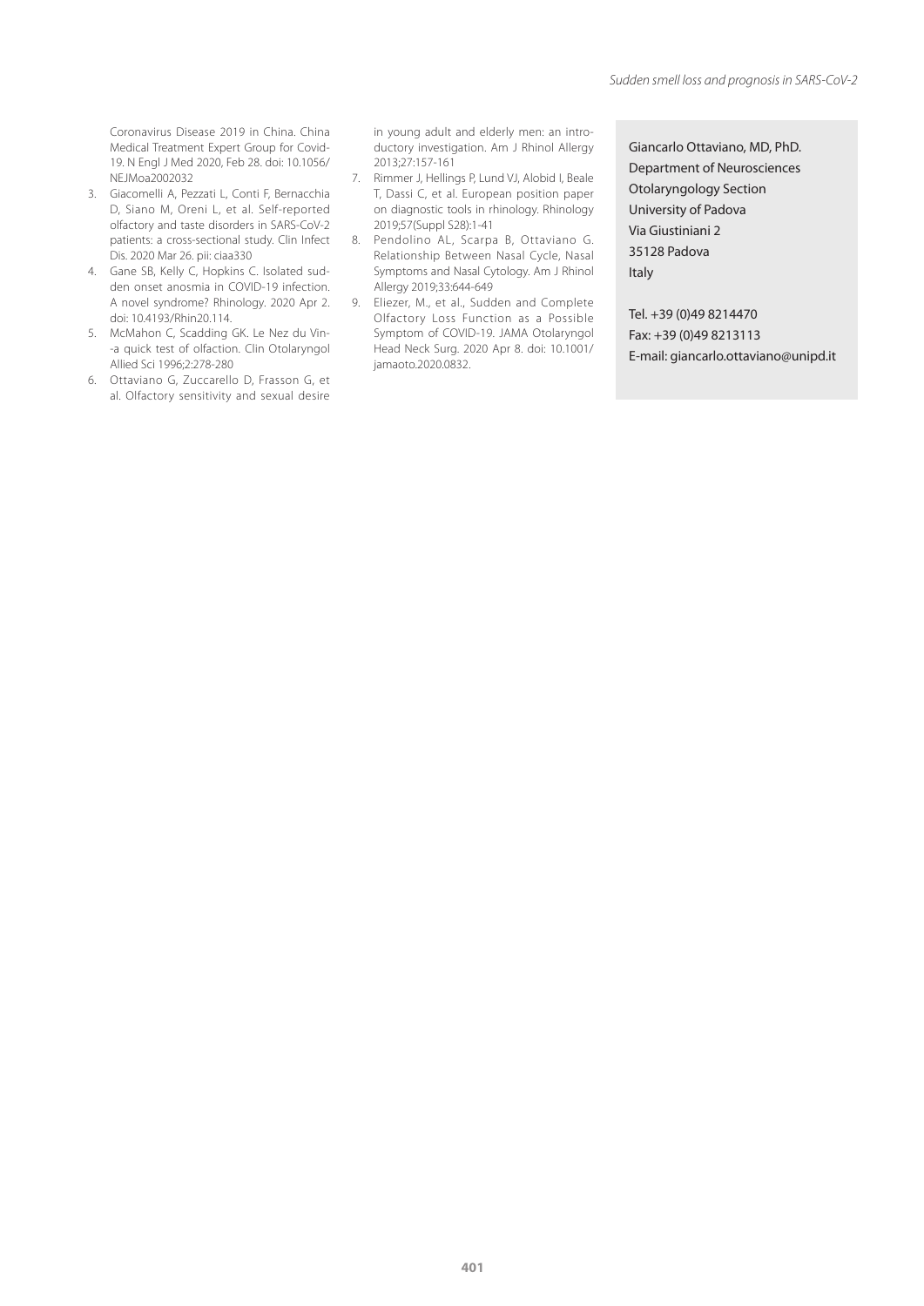Coronavirus Disease 2019 in China. China Medical Treatment Expert Group for Covid-19. N Engl J Med 2020, Feb 28. doi: 10.1056/NEJMoa2002032

3. Giacomelli A, Pezzati L, Conti F, Bernacchia D, Siano M, Oreni L, et al. Self-reported olfactory and taste disorders in SARS-CoV-2 patients: a cross-sectional study. Clin Infect Dis. 2020 Mar 26. pii: ciaa330
4. Gane SB, Kelly C, Hopkins C. Isolated sudden onset anosmia in COVID-19 infection. A novel syndrome? Rhinology. 2020 Apr 2. doi: 10.4193/Rhin20.114.
5. McMahon C, Scadding GK. Le Nez du Vin--a quick test of olfaction. Clin Otolaryngol Allied Sci 1996;2:278-280
6. Ottaviano G, Zuccarello D, Frasson G, et al. Olfactory sensitivity and sexual desire in young adult and elderly men: an introductory investigation. Am J Rhinol Allergy 2013;27:157-161
7. Rimmer J, Hellings P, Lund VJ, Alobid I, Beale T, Dassi C, et al. European position paper on diagnostic tools in rhinology. Rhinology 2019;57(Suppl S28):1-41
8. Pendolino AL, Scarpa B, Ottaviano G. Relationship Between Nasal Cycle, Nasal Symptoms and Nasal Cytology. Am J Rhinol Allergy 2019;33:644-649
9. Eliezer, M., et al., Sudden and Complete Olfactory Loss Function as a Possible Symptom of COVID-19. JAMA Otolaryngol Head Neck Surg. 2020 Apr 8. doi: 10.1001/jamaoto.2020.0832.

Giancarlo Ottaviano, MD, PhD.
Department of Neurosciences
Otolaryngology Section
University of Padova
Via Giustiniani 2
35128 Padova
Italy

Tel. +39 (0)49 8214470
Fax: +39 (0)49 8213113
E-mail: giancarlo.ottaviano@unipd.it